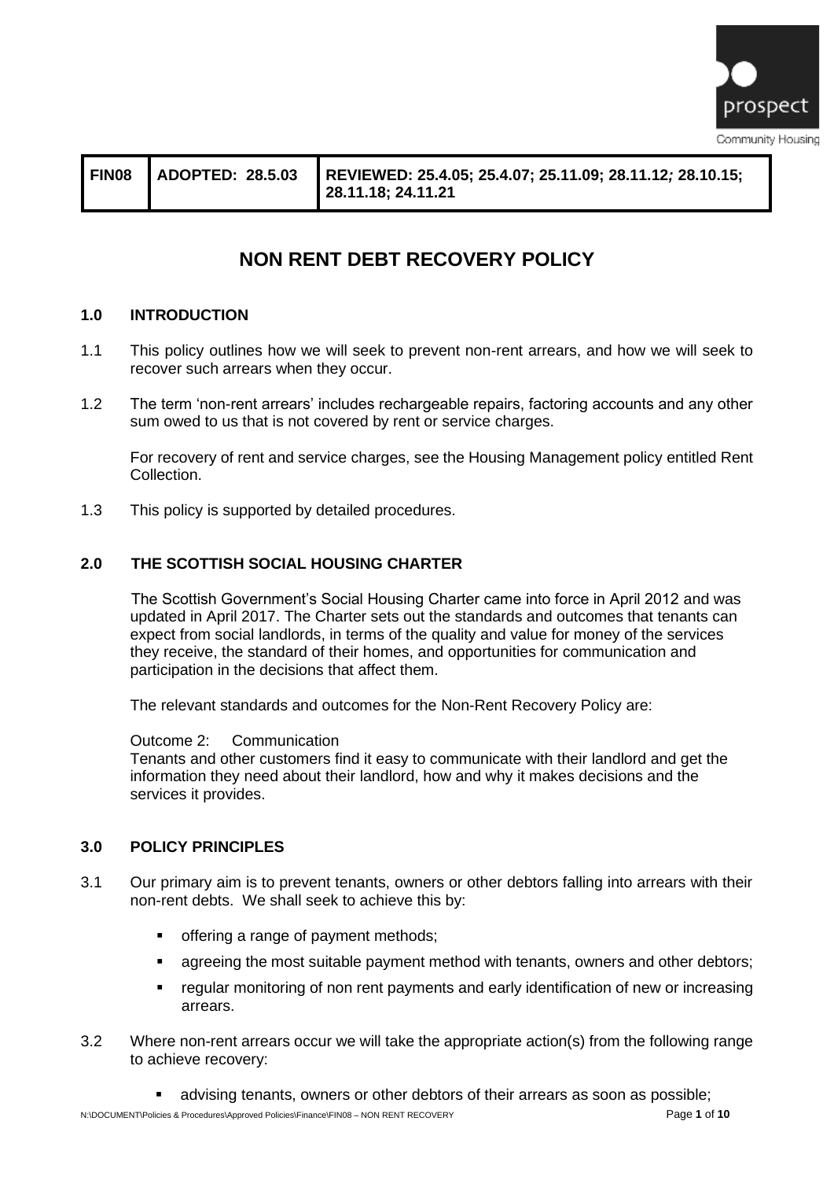| FIN08 | ADOPTED: 28.5.03 | REVIEWED: 25.4.05; 25.4.07; 25.11.09; 28.11.12; 28.10.15; 28.11.18; 24.11.21 |
|---|---|---|

# NON RENT DEBT RECOVERY POLICY

## 1.0 INTRODUCTION

1.1 This policy outlines how we will seek to prevent non-rent arrears, and how we will seek to recover such arrears when they occur.

1.2 The term 'non-rent arrears' includes rechargeable repairs, factoring accounts and any other sum owed to us that is not covered by rent or service charges.

For recovery of rent and service charges, see the Housing Management policy entitled Rent Collection.

1.3 This policy is supported by detailed procedures.

## 2.0 THE SCOTTISH SOCIAL HOUSING CHARTER

The Scottish Government's Social Housing Charter came into force in April 2012 and was updated in April 2017. The Charter sets out the standards and outcomes that tenants can expect from social landlords, in terms of the quality and value for money of the services they receive, the standard of their homes, and opportunities for communication and participation in the decisions that affect them.

The relevant standards and outcomes for the Non-Rent Recovery Policy are:

Outcome 2: Communication
Tenants and other customers find it easy to communicate with their landlord and get the information they need about their landlord, how and why it makes decisions and the services it provides.

## 3.0 POLICY PRINCIPLES

3.1 Our primary aim is to prevent tenants, owners or other debtors falling into arrears with their non-rent debts. We shall seek to achieve this by:

- offering a range of payment methods;
- agreeing the most suitable payment method with tenants, owners and other debtors;
- regular monitoring of non rent payments and early identification of new or increasing arrears.

3.2 Where non-rent arrears occur we will take the appropriate action(s) from the following range to achieve recovery:

- advising tenants, owners or other debtors of their arrears as soon as possible;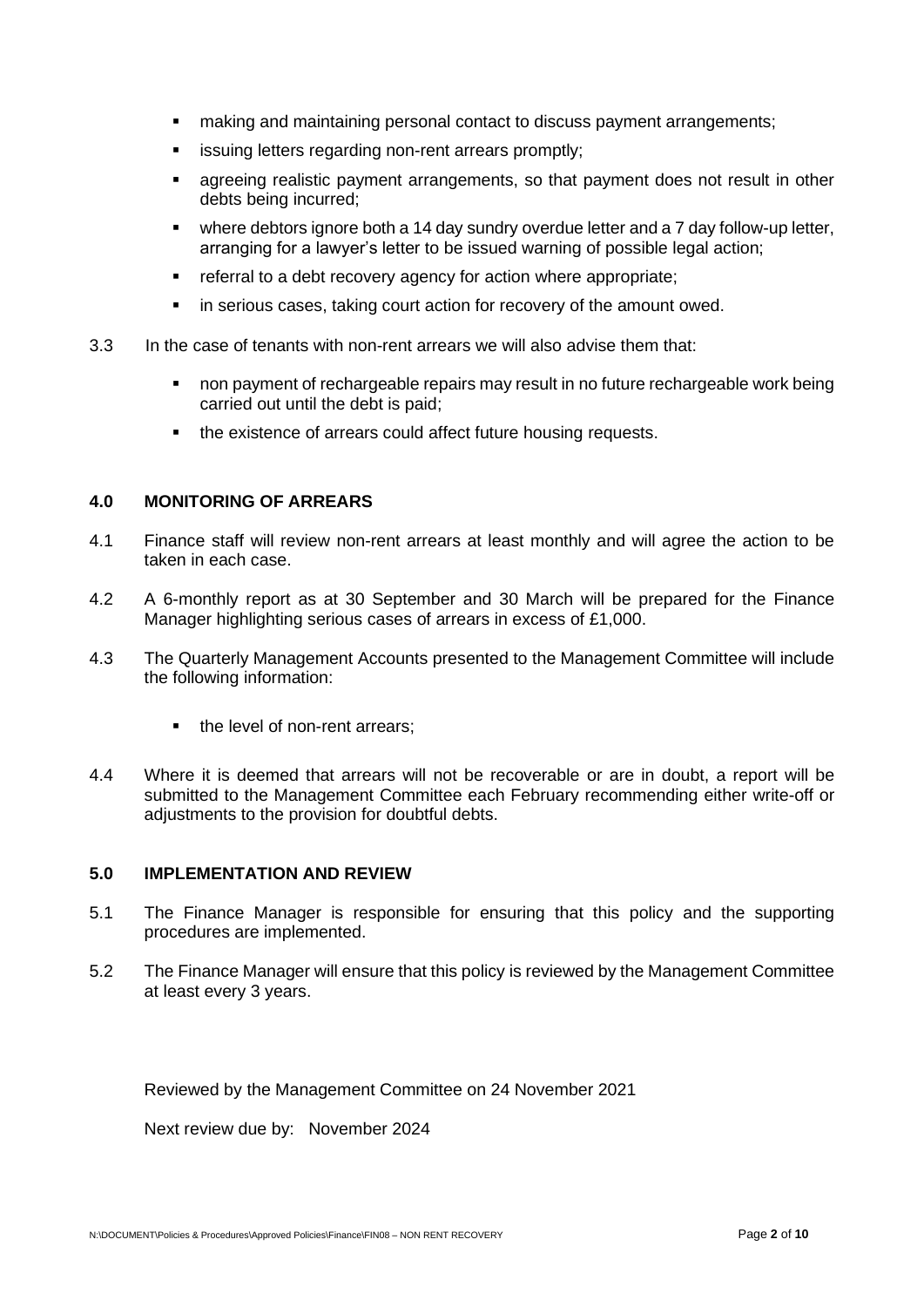- making and maintaining personal contact to discuss payment arrangements;
- issuing letters regarding non-rent arrears promptly;
- agreeing realistic payment arrangements, so that payment does not result in other debts being incurred;
- where debtors ignore both a 14 day sundry overdue letter and a 7 day follow-up letter, arranging for a lawyer's letter to be issued warning of possible legal action;
- referral to a debt recovery agency for action where appropriate;
- in serious cases, taking court action for recovery of the amount owed.

3.3 In the case of tenants with non-rent arrears we will also advise them that:

- non payment of rechargeable repairs may result in no future rechargeable work being carried out until the debt is paid;
- the existence of arrears could affect future housing requests.

## 4.0 MONITORING OF ARREARS

4.1 Finance staff will review non-rent arrears at least monthly and will agree the action to be taken in each case.

4.2 A 6-monthly report as at 30 September and 30 March will be prepared for the Finance Manager highlighting serious cases of arrears in excess of £1,000.

4.3 The Quarterly Management Accounts presented to the Management Committee will include the following information:

- the level of non-rent arrears;

4.4 Where it is deemed that arrears will not be recoverable or are in doubt, a report will be submitted to the Management Committee each February recommending either write-off or adjustments to the provision for doubtful debts.

## 5.0 IMPLEMENTATION AND REVIEW

5.1 The Finance Manager is responsible for ensuring that this policy and the supporting procedures are implemented.

5.2 The Finance Manager will ensure that this policy is reviewed by the Management Committee at least every 3 years.

Reviewed by the Management Committee on 24 November 2021

Next review due by: November 2024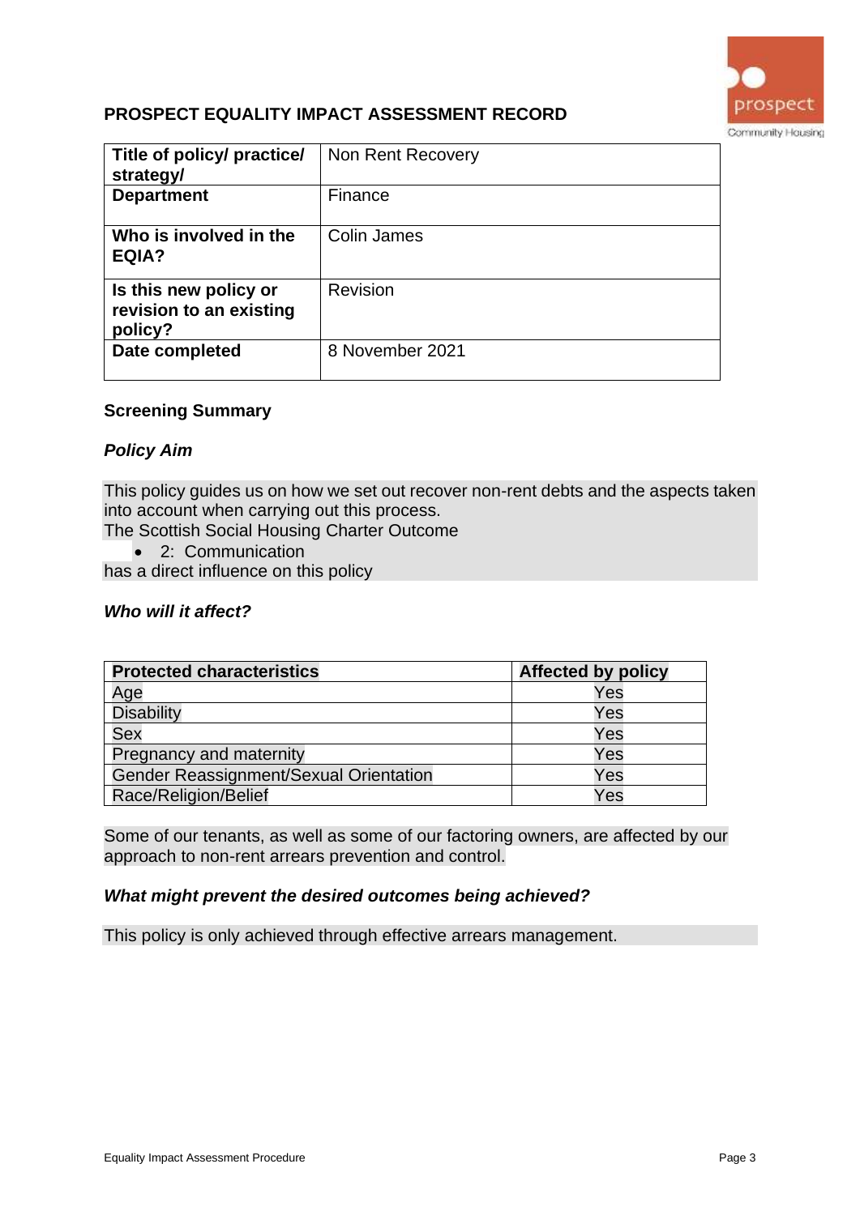## PROSPECT EQUALITY IMPACT ASSESSMENT RECORD

| Title of policy/ practice/ strategy/ | Non Rent Recovery |
|---|---|
| **Department** | Finance |
| **Who is involved in the EQIA?** | Colin James |
| **Is this new policy or revision to an existing policy?** | Revision |
| **Date completed** | 8 November 2021 |

### Screening Summary

#### *Policy Aim*

This policy guides us on how we set out recover non-rent debts and the aspects taken into account when carrying out this process.
The Scottish Social Housing Charter Outcome

- 2: Communication

has a direct influence on this policy

#### *Who will it affect?*

| Protected characteristics | Affected by policy |
|---|---|
| Age | Yes |
| Disability | Yes |
| Sex | Yes |
| Pregnancy and maternity | Yes |
| Gender Reassignment/Sexual Orientation | Yes |
| Race/Religion/Belief | Yes |

Some of our tenants, as well as some of our factoring owners, are affected by our approach to non-rent arrears prevention and control.

#### *What might prevent the desired outcomes being achieved?*

This policy is only achieved through effective arrears management.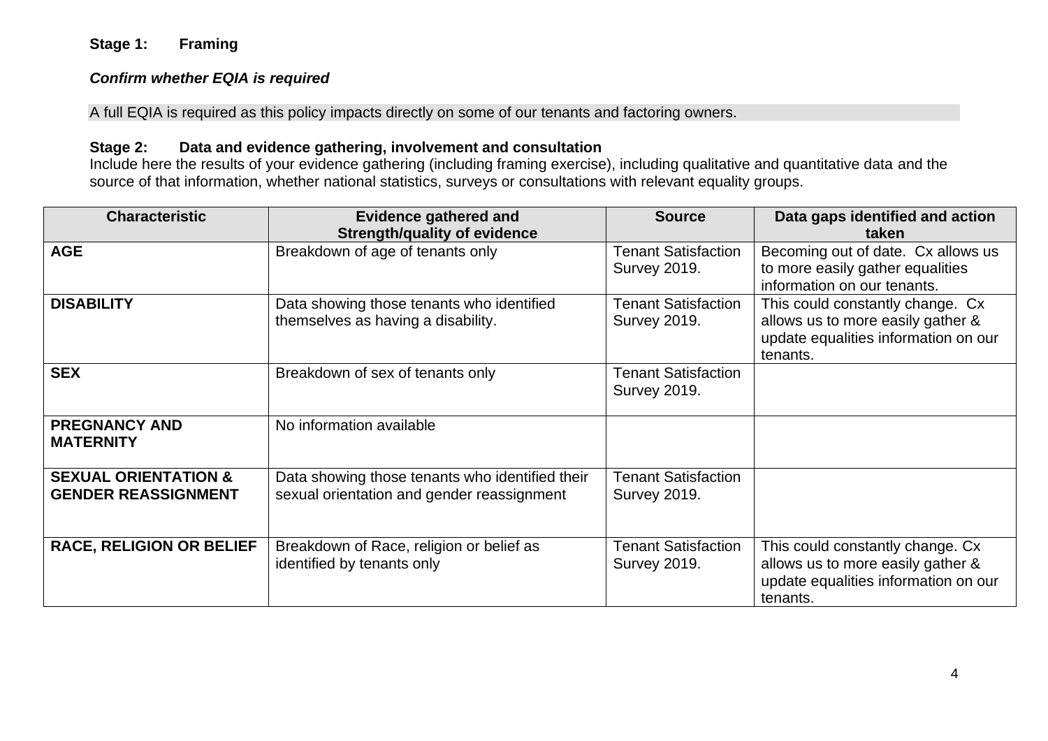**Stage 1: Framing**

***Confirm whether EQIA is required***

A full EQIA is required as this policy impacts directly on some of our tenants and factoring owners.

**Stage 2: Data and evidence gathering, involvement and consultation**

Include here the results of your evidence gathering (including framing exercise), including qualitative and quantitative data and the source of that information, whether national statistics, surveys or consultations with relevant equality groups.

| Characteristic | Evidence gathered and Strength/quality of evidence | Source | Data gaps identified and action taken |
|---|---|---|---|
| **AGE** | Breakdown of age of tenants only | Tenant Satisfaction Survey 2019. | Becoming out of date. Cx allows us to more easily gather equalities information on our tenants. |
| **DISABILITY** | Data showing those tenants who identified themselves as having a disability. | Tenant Satisfaction Survey 2019. | This could constantly change. Cx allows us to more easily gather & update equalities information on our tenants. |
| **SEX** | Breakdown of sex of tenants only | Tenant Satisfaction Survey 2019. | |
| **PREGNANCY AND MATERNITY** | No information available | | |
| **SEXUAL ORIENTATION & GENDER REASSIGNMENT** | Data showing those tenants who identified their sexual orientation and gender reassignment | Tenant Satisfaction Survey 2019. | |
| **RACE, RELIGION OR BELIEF** | Breakdown of Race, religion or belief as identified by tenants only | Tenant Satisfaction Survey 2019. | This could constantly change. Cx allows us to more easily gather & update equalities information on our tenants. |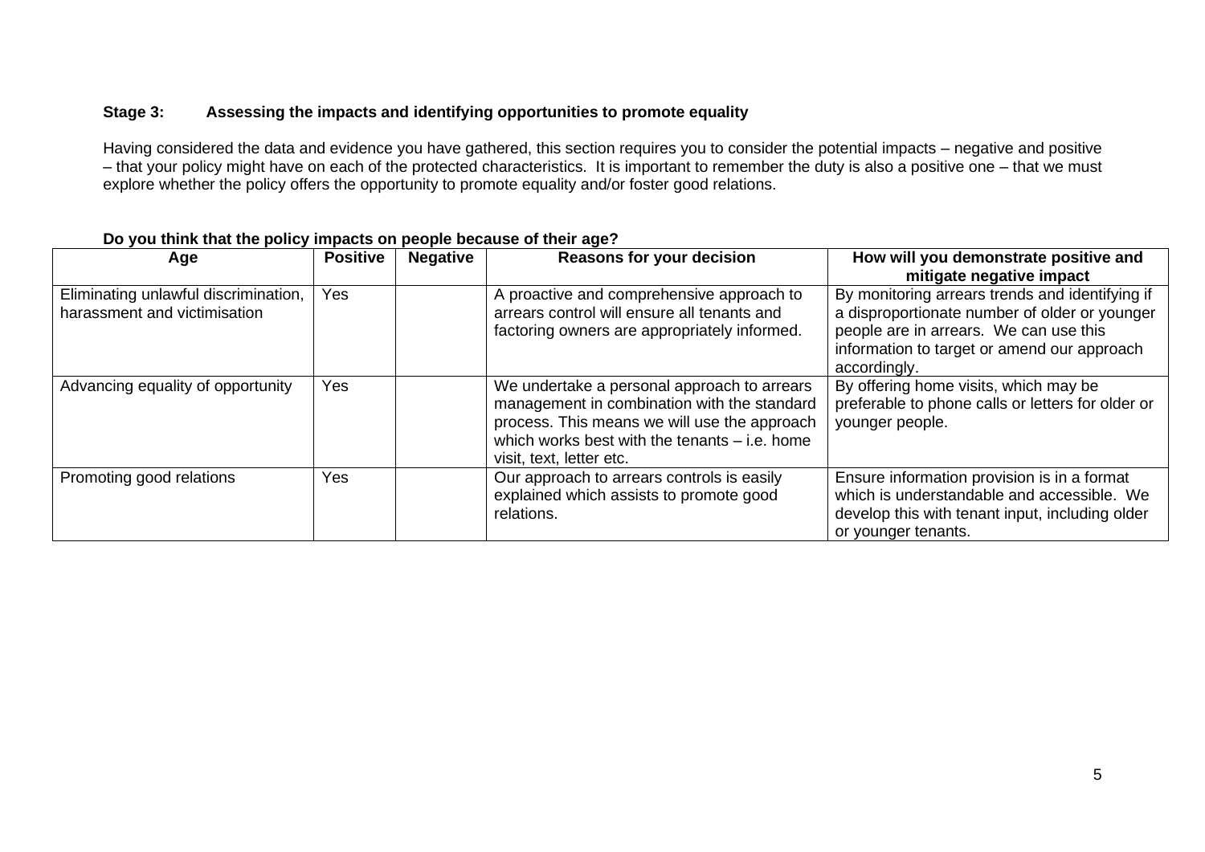## Stage 3: Assessing the impacts and identifying opportunities to promote equality

Having considered the data and evidence you have gathered, this section requires you to consider the potential impacts – negative and positive – that your policy might have on each of the protected characteristics. It is important to remember the duty is also a positive one – that we must explore whether the policy offers the opportunity to promote equality and/or foster good relations.

**Do you think that the policy impacts on people because of their age?**

| Age | Positive | Negative | Reasons for your decision | How will you demonstrate positive and mitigate negative impact |
|---|---|---|---|---|
| Eliminating unlawful discrimination, harassment and victimisation | Yes | | A proactive and comprehensive approach to arrears control will ensure all tenants and factoring owners are appropriately informed. | By monitoring arrears trends and identifying if a disproportionate number of older or younger people are in arrears. We can use this information to target or amend our approach accordingly. |
| Advancing equality of opportunity | Yes | | We undertake a personal approach to arrears management in combination with the standard process. This means we will use the approach which works best with the tenants – i.e. home visit, text, letter etc. | By offering home visits, which may be preferable to phone calls or letters for older or younger people. |
| Promoting good relations | Yes | | Our approach to arrears controls is easily explained which assists to promote good relations. | Ensure information provision is in a format which is understandable and accessible. We develop this with tenant input, including older or younger tenants. |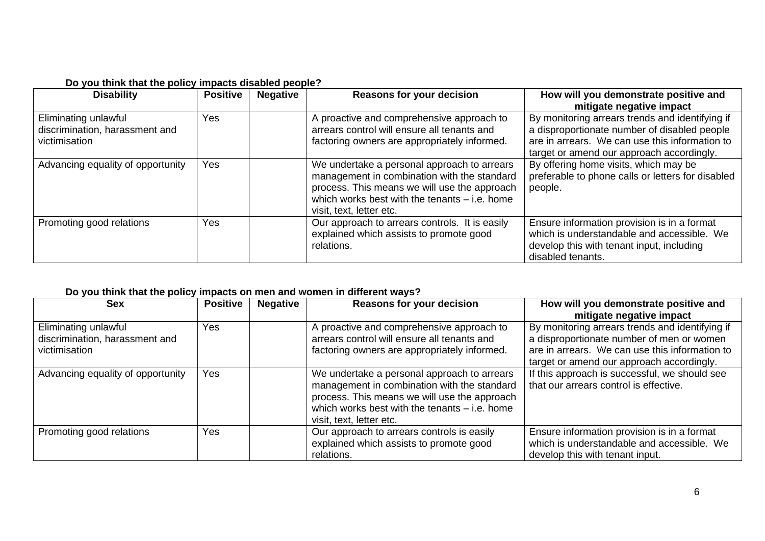**Do you think that the policy impacts disabled people?**

| Disability | Positive | Negative | Reasons for your decision | How will you demonstrate positive and mitigate negative impact |
|---|---|---|---|---|
| Eliminating unlawful discrimination, harassment and victimisation | Yes | | A proactive and comprehensive approach to arrears control will ensure all tenants and factoring owners are appropriately informed. | By monitoring arrears trends and identifying if a disproportionate number of disabled people are in arrears. We can use this information to target or amend our approach accordingly. |
| Advancing equality of opportunity | Yes | | We undertake a personal approach to arrears management in combination with the standard process. This means we will use the approach which works best with the tenants – i.e. home visit, text, letter etc. | By offering home visits, which may be preferable to phone calls or letters for disabled people. |
| Promoting good relations | Yes | | Our approach to arrears controls. It is easily explained which assists to promote good relations. | Ensure information provision is in a format which is understandable and accessible. We develop this with tenant input, including disabled tenants. |

**Do you think that the policy impacts on men and women in different ways?**

| Sex | Positive | Negative | Reasons for your decision | How will you demonstrate positive and mitigate negative impact |
|---|---|---|---|---|
| Eliminating unlawful discrimination, harassment and victimisation | Yes | | A proactive and comprehensive approach to arrears control will ensure all tenants and factoring owners are appropriately informed. | By monitoring arrears trends and identifying if a disproportionate number of men or women are in arrears. We can use this information to target or amend our approach accordingly. |
| Advancing equality of opportunity | Yes | | We undertake a personal approach to arrears management in combination with the standard process. This means we will use the approach which works best with the tenants – i.e. home visit, text, letter etc. | If this approach is successful, we should see that our arrears control is effective. |
| Promoting good relations | Yes | | Our approach to arrears controls is easily explained which assists to promote good relations. | Ensure information provision is in a format which is understandable and accessible. We develop this with tenant input. |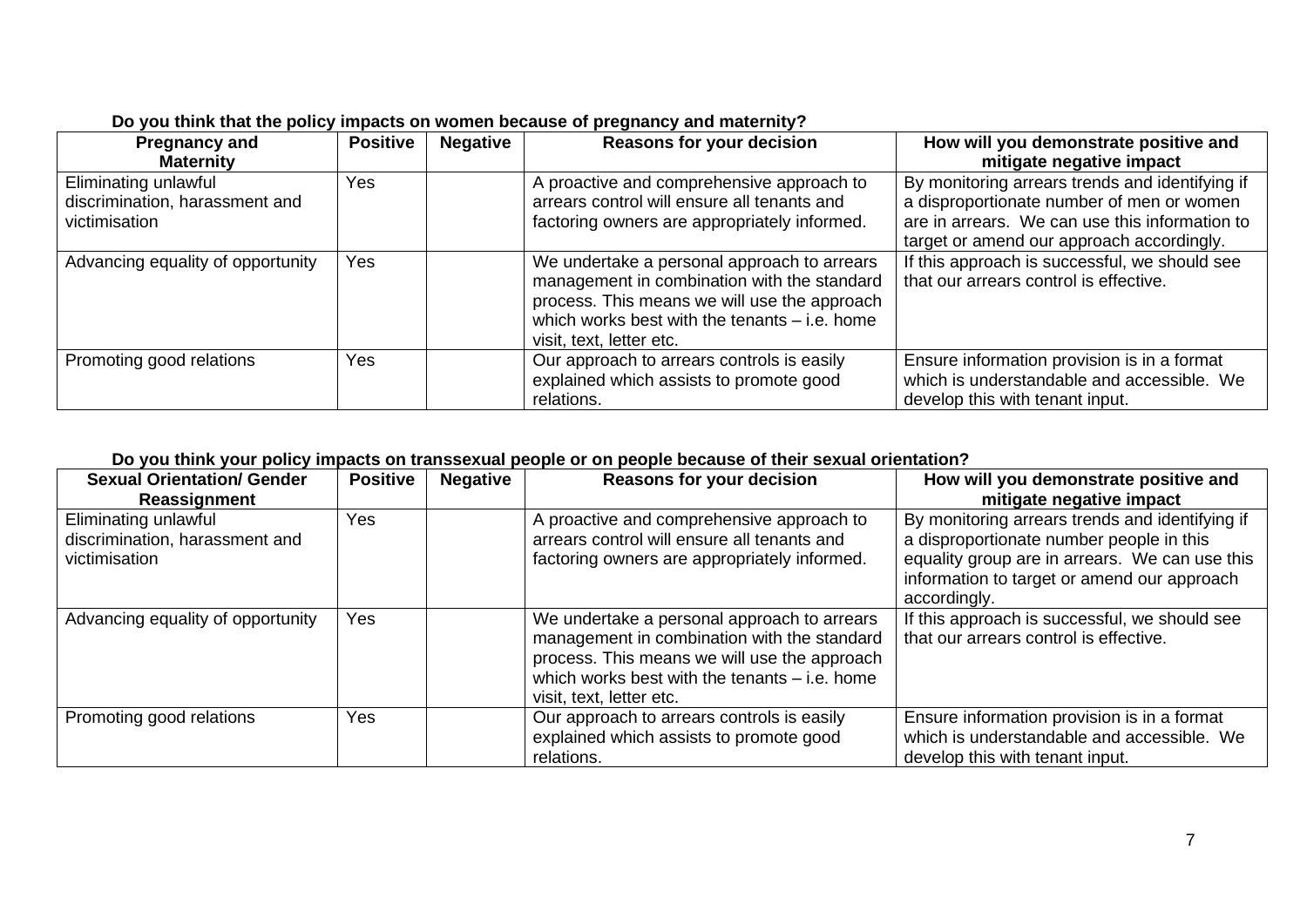**Do you think that the policy impacts on women because of pregnancy and maternity?**

| Pregnancy and Maternity | Positive | Negative | Reasons for your decision | How will you demonstrate positive and mitigate negative impact |
|---|---|---|---|---|
| Eliminating unlawful discrimination, harassment and victimisation | Yes | | A proactive and comprehensive approach to arrears control will ensure all tenants and factoring owners are appropriately informed. | By monitoring arrears trends and identifying if a disproportionate number of men or women are in arrears. We can use this information to target or amend our approach accordingly. |
| Advancing equality of opportunity | Yes | | We undertake a personal approach to arrears management in combination with the standard process. This means we will use the approach which works best with the tenants – i.e. home visit, text, letter etc. | If this approach is successful, we should see that our arrears control is effective. |
| Promoting good relations | Yes | | Our approach to arrears controls is easily explained which assists to promote good relations. | Ensure information provision is in a format which is understandable and accessible. We develop this with tenant input. |

**Do you think your policy impacts on transsexual people or on people because of their sexual orientation?**

| Sexual Orientation/ Gender Reassignment | Positive | Negative | Reasons for your decision | How will you demonstrate positive and mitigate negative impact |
|---|---|---|---|---|
| Eliminating unlawful discrimination, harassment and victimisation | Yes | | A proactive and comprehensive approach to arrears control will ensure all tenants and factoring owners are appropriately informed. | By monitoring arrears trends and identifying if a disproportionate number people in this equality group are in arrears. We can use this information to target or amend our approach accordingly. |
| Advancing equality of opportunity | Yes | | We undertake a personal approach to arrears management in combination with the standard process. This means we will use the approach which works best with the tenants – i.e. home visit, text, letter etc. | If this approach is successful, we should see that our arrears control is effective. |
| Promoting good relations | Yes | | Our approach to arrears controls is easily explained which assists to promote good relations. | Ensure information provision is in a format which is understandable and accessible. We develop this with tenant input. |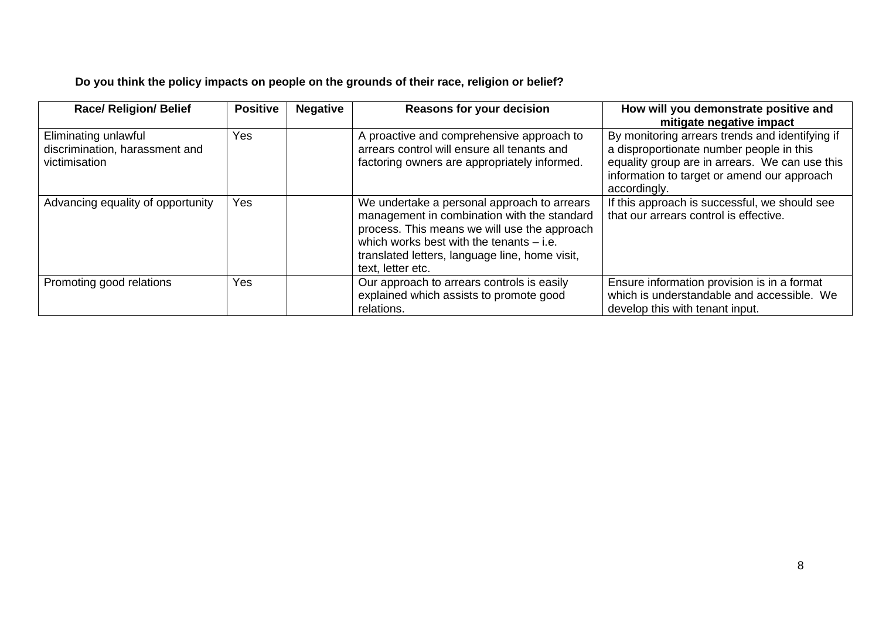**Do you think the policy impacts on people on the grounds of their race, religion or belief?**

| Race/ Religion/ Belief | Positive | Negative | Reasons for your decision | How will you demonstrate positive and mitigate negative impact |
|---|---|---|---|---|
| Eliminating unlawful discrimination, harassment and victimisation | Yes | | A proactive and comprehensive approach to arrears control will ensure all tenants and factoring owners are appropriately informed. | By monitoring arrears trends and identifying if a disproportionate number people in this equality group are in arrears. We can use this information to target or amend our approach accordingly. |
| Advancing equality of opportunity | Yes | | We undertake a personal approach to arrears management in combination with the standard process. This means we will use the approach which works best with the tenants – i.e. translated letters, language line, home visit, text, letter etc. | If this approach is successful, we should see that our arrears control is effective. |
| Promoting good relations | Yes | | Our approach to arrears controls is easily explained which assists to promote good relations. | Ensure information provision is in a format which is understandable and accessible. We develop this with tenant input. |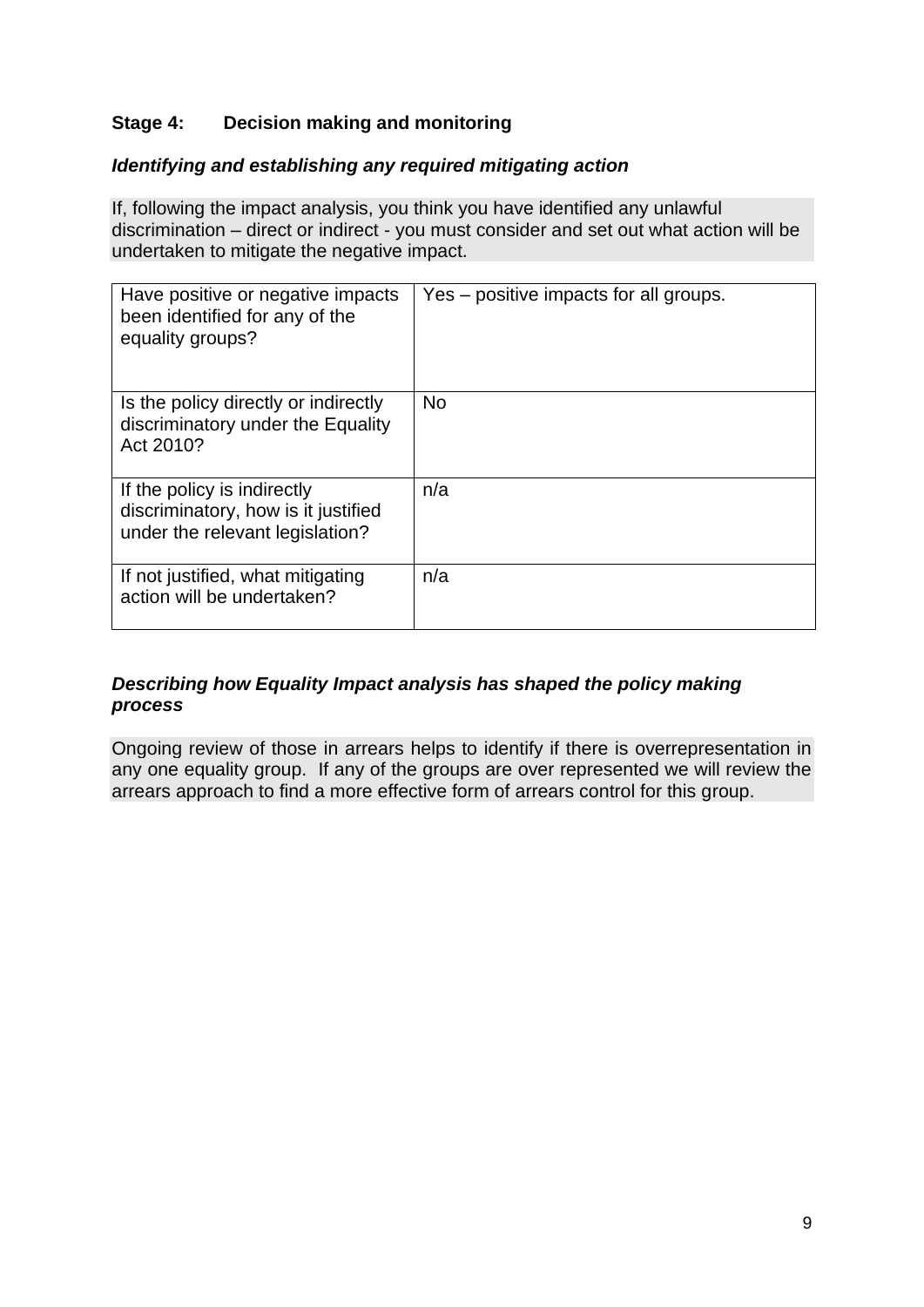### Stage 4: Decision making and monitoring

***Identifying and establishing any required mitigating action***

If, following the impact analysis, you think you have identified any unlawful discrimination – direct or indirect - you must consider and set out what action will be undertaken to mitigate the negative impact.

| | |
|---|---|
| Have positive or negative impacts been identified for any of the equality groups? | Yes – positive impacts for all groups. |
| Is the policy directly or indirectly discriminatory under the Equality Act 2010? | No |
| If the policy is indirectly discriminatory, how is it justified under the relevant legislation? | n/a |
| If not justified, what mitigating action will be undertaken? | n/a |

***Describing how Equality Impact analysis has shaped the policy making process***

Ongoing review of those in arrears helps to identify if there is overrepresentation in any one equality group. If any of the groups are over represented we will review the arrears approach to find a more effective form of arrears control for this group.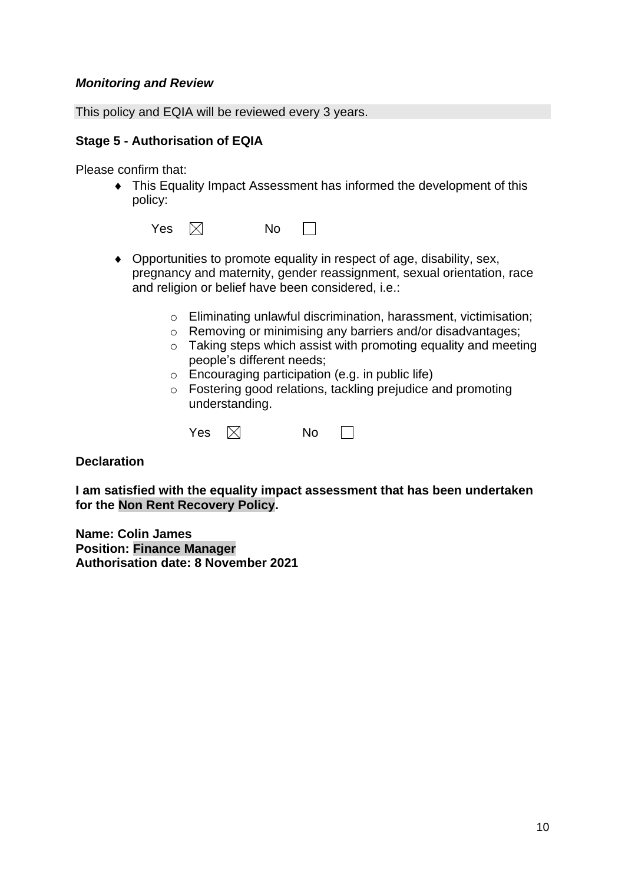***Monitoring and Review***

This policy and EQIA will be reviewed every 3 years.

### Stage 5 - Authorisation of EQIA

Please confirm that:

- This Equality Impact Assessment has informed the development of this policy:

  Yes ☒ No ☐

- Opportunities to promote equality in respect of age, disability, sex, pregnancy and maternity, gender reassignment, sexual orientation, race and religion or belief have been considered, i.e.:

  - Eliminating unlawful discrimination, harassment, victimisation;
  - Removing or minimising any barriers and/or disadvantages;
  - Taking steps which assist with promoting equality and meeting people's different needs;
  - Encouraging participation (e.g. in public life)
  - Fostering good relations, tackling prejudice and promoting understanding.

  Yes ☒ No ☐

**Declaration**

**I am satisfied with the equality impact assessment that has been undertaken for the Non Rent Recovery Policy.**

**Name: Colin James**
**Position: Finance Manager**
**Authorisation date: 8 November 2021**